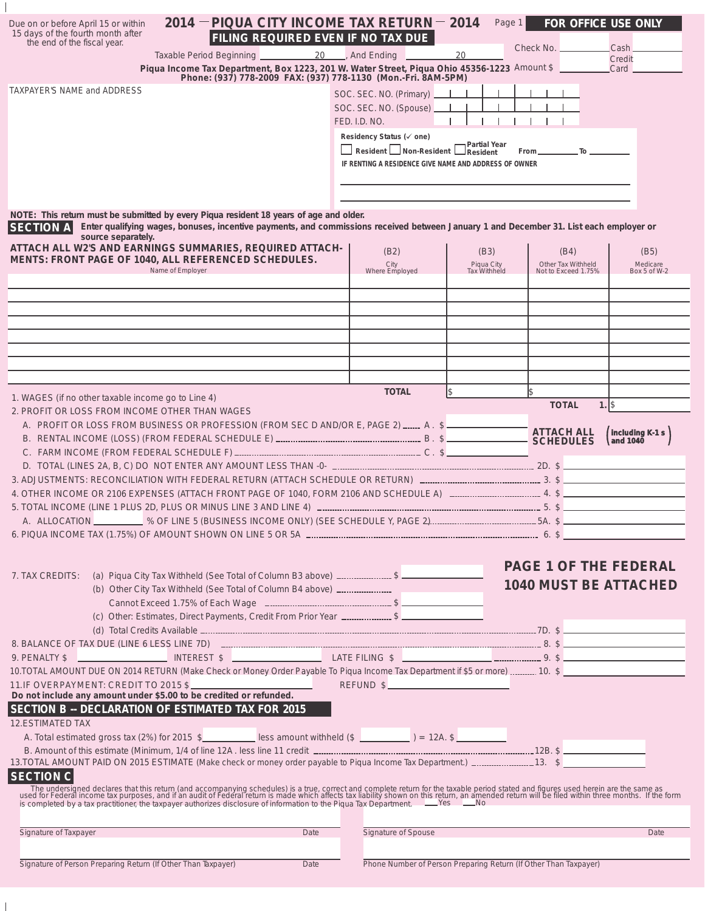Due on or before April 15 or within 15 days of the fourth month after the end of the fiscal year.

# 2014 — PIQUA CITY INCOME TAX RETURN — 2014

Page 1

**FOR OFFICE USE ONLY**

**FILING REQUIRED EVEN IF NO TAX DUE**

Taxable Period Beginning ________ 20 ____, And Ending ________ 20 ____

Check No. ________ Cash ________

Credit

Amount $ ________ Card ________

**Piqua Income Tax Department, Box 1223, 201 W. Water Street, Piqua Ohio 45356-1223**
**Phone: (937) 778-2009 FAX: (937) 778-1130 (Mon.-Fri. 8AM-5PM)**

TAXPAYER'S NAME and ADDRESS

SOC. SEC. NO. (Primary)

SOC. SEC. NO. (Spouse)

FED. I.D. NO.

**Residency Status (✓ one)**

☐ Resident ☐ Non-Resident ☐ Partial Year Resident From ________ To ________

IF RENTING A RESIDENCE GIVE NAME AND ADDRESS OF OWNER

________________________________________

________________________________________

**NOTE: This return must be submitted by every Piqua resident 18 years of age and older.**

## SECTION A

**Enter qualifying wages, bonuses, incentive payments, and commissions received between January 1 and December 31. List each employer or source separately.**

**ATTACH ALL W2'S AND EARNINGS SUMMARIES, REQUIRED ATTACHMENTS: FRONT PAGE OF 1040, ALL REFERENCED SCHEDULES.**

| Name of Employer | (B2) City Where Employed | (B3) Piqua City Tax Withheld | (B4) Other Tax Withheld Not to Exceed 1.75% | (B5) Medicare Box 5 of W-2 |
|---|---|---|---|---|
| | | | | |
| | | | | |
| | | | | |
| | | | | |
| | | | | |
| | | | | |
| | | | | |
| | | | | |
| | **TOTAL** | $ | $ | |

1. WAGES (if no other taxable income go to Line 4) **TOTAL** **1.** $ ________

2. PROFIT OR LOSS FROM INCOME OTHER THAN WAGES

   A. PROFIT OR LOSS FROM BUSINESS OR PROFESSION (FROM SEC D AND/OR E, PAGE 2) ........ A . $ ________

   B. RENTAL INCOME (LOSS) (FROM FEDERAL SCHEDULE E) ........ B . $ ________

   C. FARM INCOME (FROM FEDERAL SCHEDULE F) ........ C . $ ________

   **ATTACH ALL SCHEDULES** (including K-1 s and 1040)

   D. TOTAL (LINES 2A, B, C) DO NOT ENTER ANY AMOUNT LESS THAN -0- ........ 2D. $ ________

3. ADJUSTMENTS: RECONCILIATION WITH FEDERAL RETURN (ATTACH SCHEDULE OR RETURN) ........ 3. $ ________

4. OTHER INCOME OR 2106 EXPENSES (ATTACH FRONT PAGE OF 1040, FORM 2106 AND SCHEDULE A) ........ 4. $ ________

5. TOTAL INCOME (LINE 1 PLUS 2D, PLUS OR MINUS LINE 3 AND LINE 4) ........ 5. $ ________

   A. ALLOCATION ________ % OF LINE 5 (BUSINESS INCOME ONLY) (SEE SCHEDULE Y, PAGE 2) ........ 5A. $ ________

6. PIQUA INCOME TAX (1.75%) OF AMOUNT SHOWN ON LINE 5 OR 5A ........ 6. $ ________

7. TAX CREDITS:

   (a) Piqua City Tax Withheld (See Total of Column B3 above) ........ $ ________

   (b) Other City Tax Withheld (See Total of Column B4 above) ........
   Cannot Exceed 1.75% of Each Wage ........ $ ________

   (c) Other: Estimates, Direct Payments, Credit From Prior Year ........ $ ________

   (d) Total Credits Available ........ 7D. $ ________

**PAGE 1 OF THE FEDERAL 1040 MUST BE ATTACHED**

8. BALANCE OF TAX DUE (LINE 6 LESS LINE 7D) ........ 8. $ ________

9. PENALTY $ ________ INTEREST $ ________ LATE FILING $ ________ ........ 9. $ ________

10. TOTAL AMOUNT DUE ON 2014 RETURN (Make Check or Money Order Payable To Piqua Income Tax Department if $5 or more) ........ 10. $ ________

11. IF OVERPAYMENT: CREDIT TO 2015 $ ________ REFUND $ ________

**Do not include any amount under $5.00 to be credited or refunded.**

## SECTION B -- DECLARATION OF ESTIMATED TAX FOR 2015

12. ESTIMATED TAX

   A. Total estimated gross tax (2%) for 2015 $ ________ less amount withheld ($ ________ ) = 12A. $ ________

   B. Amount of this estimate (Minimum, 1/4 of line 12A . less line 11 credit ........ 12B. $ ________

13. TOTAL AMOUNT PAID ON 2015 ESTIMATE (Make check or money order payable to Piqua Income Tax Department.) ........ 13. $ ________

## SECTION C

The undersigned declares that this return (and accompanying schedules) is a true, correct and complete return for the taxable period stated and figures used herein are the same as used for Federal income tax purposes, and if an audit of Federal return is made which affects tax liability shown on this return, an amended return will be filed within three months. If the form is completed by a tax practitioner, the taxpayer authorizes disclosure of information to the Piqua Tax Department. ___Yes ___No

Signature of Taxpayer ________ Date ________ Signature of Spouse ________ Date ________

Signature of Person Preparing Return (If Other Than Taxpayer) ________ Date ________ Phone Number of Person Preparing Return (If Other Than Taxpayer) ________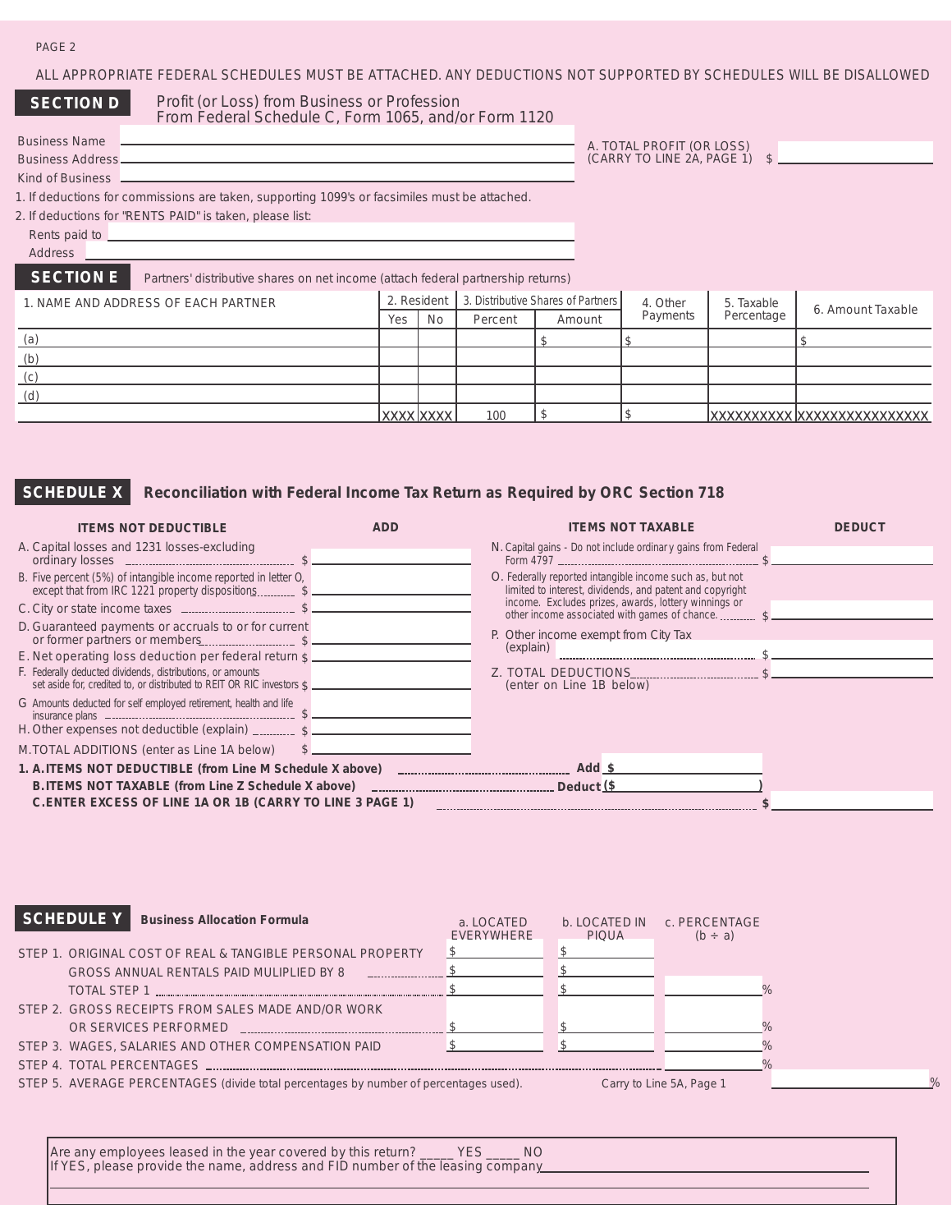ALL APPROPRIATE FEDERAL SCHEDULES MUST BE ATTACHED. ANY DEDUCTIONS NOT SUPPORTED BY SCHEDULES WILL BE DISALLOWED

## SECTION D

Profit (or Loss) from Business or Profession
From Federal Schedule C, Form 1065, and/or Form 1120

Business Name ______________________

Business Address ______________________

Kind of Business ______________________

A. TOTAL PROFIT (OR LOSS) (CARRY TO LINE 2A, PAGE 1) $ ______________________

1. If deductions for commissions are taken, supporting 1099's or facsimiles must be attached.
2. If deductions for "RENTS PAID" is taken, please list:

Rents paid to ______________________

Address ______________________

## SECTION E

Partners' distributive shares on net income (attach federal partnership returns)

| 1. NAME AND ADDRESS OF EACH PARTNER | 2. Resident | | 3. Distributive Shares of Partners | | 4. Other Payments | 5. Taxable Percentage | 6. Amount Taxable |
|---|---|---|---|---|---|---|---|
| | Yes | No | Percent | Amount | | | |
| (a) | | | | $ | $ | | $ |
| (b) | | | | | | | |
| (c) | | | | | | | |
| (d) | | | | | | | |
| | XXXX | XXXX | 100 | $ | $ | XXXXXXXXXX | XXXXXXXXXXXXXXX |

## SCHEDULE X

**Reconciliation with Federal Income Tax Return as Required by ORC Section 718**

| ITEMS NOT DEDUCTIBLE | ADD |
|---|---|
| A. Capital losses and 1231 losses-excluding ordinary losses | $ |
| B. Five percent (5%) of intangible income reported in letter O, except that from IRC 1221 property dispositions | $ |
| C. City or state income taxes | $ |
| D. Guaranteed payments or accruals to or for current or former partners or members | $ |
| E. Net operating loss deduction per federal return | $ |
| F. Federally deducted dividends, distributions, or amounts set aside for, credited to, or distributed to REIT OR RIC investors | $ |
| G Amounts deducted for self employed retirement, health and life insurance plans | $ |
| H. Other expenses not deductible (explain) | $ |
| M. TOTAL ADDITIONS (enter as Line 1A below) | $ |

| ITEMS NOT TAXABLE | DEDUCT |
|---|---|
| N. Capital gains - Do not include ordinary gains from Federal Form 4797 | $ |
| O. Federally reported intangible income such as, but not limited to interest, dividends, and patent and copyright income. Excludes prizes, awards, lottery winnings or other income associated with games of chance. | $ |
| P. Other income exempt from City Tax (explain) | $ |
| Z. TOTAL DEDUCTIONS (enter on Line 1B below) | $ |

**1. A. ITEMS NOT DEDUCTIBLE (from Line M Schedule X above)** .......... Add $ ______________

**B. ITEMS NOT TAXABLE (from Line Z Schedule X above)** .......... Deduct ($ ______________ )

**C. ENTER EXCESS OF LINE 1A OR 1B (CARRY TO LINE 3 PAGE 1)** .......... $ ______________

## SCHEDULE Y

**Business Allocation Formula**

| | a. LOCATED EVERYWHERE | b. LOCATED IN PIQUA | c. PERCENTAGE (b ÷ a) |
|---|---|---|---|
| STEP 1. ORIGINAL COST OF REAL & TANGIBLE PERSONAL PROPERTY | $ | $ | |
| GROSS ANNUAL RENTALS PAID MULIPLIED BY 8 | $ | $ | |
| TOTAL STEP 1 | $ | $ | % |
| STEP 2. GROSS RECEIPTS FROM SALES MADE AND/OR WORK OR SERVICES PERFORMED | $ | $ | % |
| STEP 3. WAGES, SALARIES AND OTHER COMPENSATION PAID | $ | $ | % |
| STEP 4. TOTAL PERCENTAGES | | | % |

STEP 5. AVERAGE PERCENTAGES (divide total percentages by number of percentages used). Carry to Line 5A, Page 1 ______________ %

Are any employees leased in the year covered by this return? _____ YES _____ NO

If YES, please provide the name, address and FID number of the leasing company ______________________